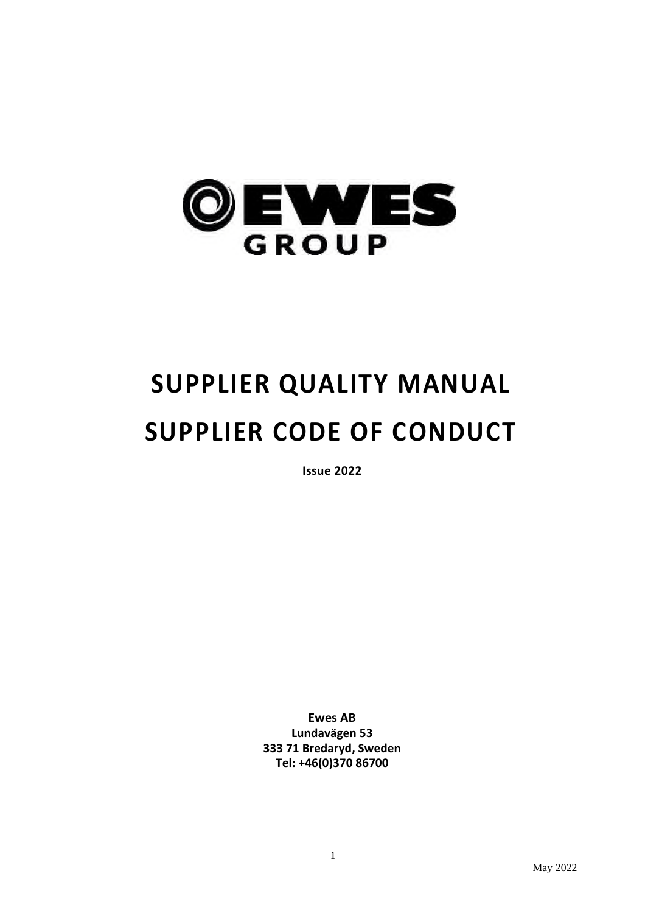EWES GROUP

# SUPPLIER QUALITY MANUAL

# SUPPLIER CODE OF CONDUCT

**Issue 2022**

**Ewes AB**
**Lundavägen 53**
**333 71 Bredaryd, Sweden**
**Tel: +46(0)370 86700**

May 2022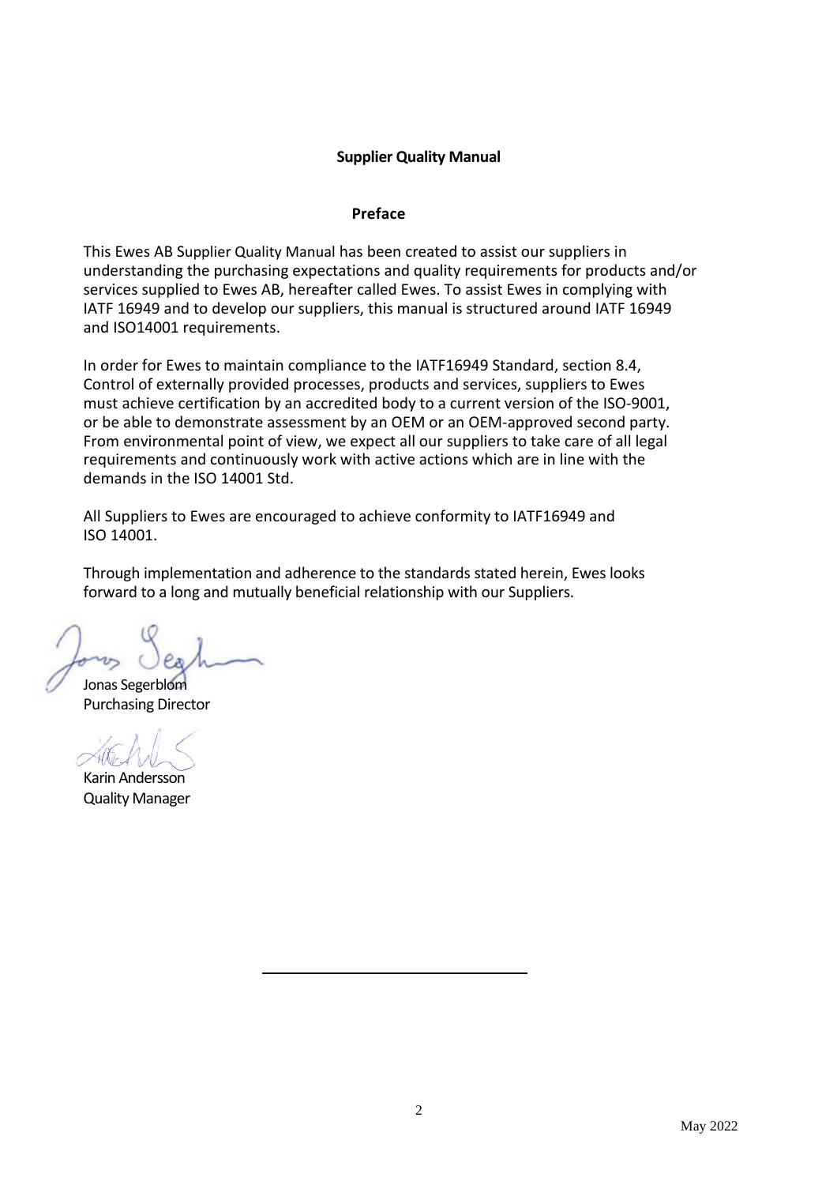**Supplier Quality Manual**

**Preface**

This Ewes AB Supplier Quality Manual has been created to assist our suppliers in understanding the purchasing expectations and quality requirements for products and/or services supplied to Ewes AB, hereafter called Ewes. To assist Ewes in complying with IATF 16949 and to develop our suppliers, this manual is structured around IATF 16949 and ISO14001 requirements.

In order for Ewes to maintain compliance to the IATF16949 Standard, section 8.4, Control of externally provided processes, products and services, suppliers to Ewes must achieve certification by an accredited body to a current version of the ISO-9001, or be able to demonstrate assessment by an OEM or an OEM-approved second party. From environmental point of view, we expect all our suppliers to take care of all legal requirements and continuously work with active actions which are in line with the demands in the ISO 14001 Std.

All Suppliers to Ewes are encouraged to achieve conformity to IATF16949 and ISO 14001.

Through implementation and adherence to the standards stated herein, Ewes looks forward to a long and mutually beneficial relationship with our Suppliers.

Jonas Segerblom
Purchasing Director

Karin Andersson
Quality Manager

May 2022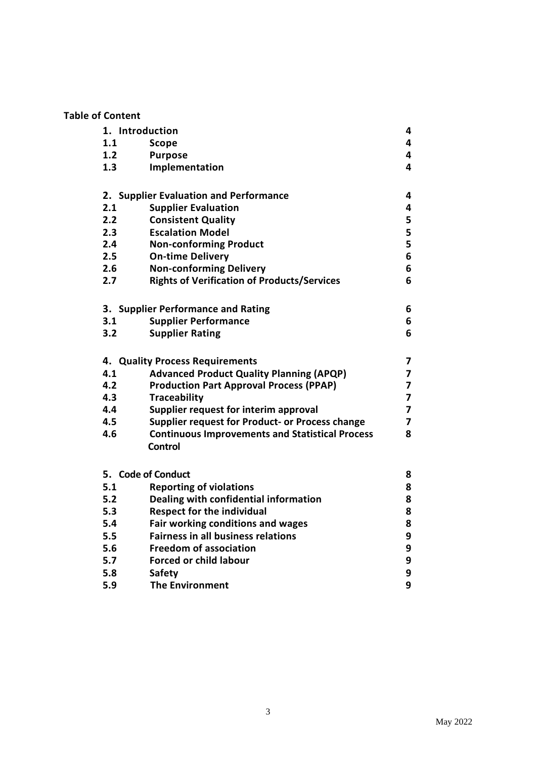**Table of Content**

| | | |
|---|---|---|
| **1.** | **Introduction** | **4** |
| **1.1** | **Scope** | **4** |
| **1.2** | **Purpose** | **4** |
| **1.3** | **Implementation** | **4** |
| | | |
| **2.** | **Supplier Evaluation and Performance** | **4** |
| **2.1** | **Supplier Evaluation** | **4** |
| **2.2** | **Consistent Quality** | **5** |
| **2.3** | **Escalation Model** | **5** |
| **2.4** | **Non-conforming Product** | **5** |
| **2.5** | **On-time Delivery** | **6** |
| **2.6** | **Non-conforming Delivery** | **6** |
| **2.7** | **Rights of Verification of Products/Services** | **6** |
| | | |
| **3.** | **Supplier Performance and Rating** | **6** |
| **3.1** | **Supplier Performance** | **6** |
| **3.2** | **Supplier Rating** | **6** |
| | | |
| **4.** | **Quality Process Requirements** | **7** |
| **4.1** | **Advanced Product Quality Planning (APQP)** | **7** |
| **4.2** | **Production Part Approval Process (PPAP)** | **7** |
| **4.3** | **Traceability** | **7** |
| **4.4** | **Supplier request for interim approval** | **7** |
| **4.5** | **Supplier request for Product- or Process change** | **7** |
| **4.6** | **Continuous Improvements and Statistical Process Control** | **8** |
| | | |
| **5.** | **Code of Conduct** | **8** |
| **5.1** | **Reporting of violations** | **8** |
| **5.2** | **Dealing with confidential information** | **8** |
| **5.3** | **Respect for the individual** | **8** |
| **5.4** | **Fair working conditions and wages** | **8** |
| **5.5** | **Fairness in all business relations** | **9** |
| **5.6** | **Freedom of association** | **9** |
| **5.7** | **Forced or child labour** | **9** |
| **5.8** | **Safety** | **9** |
| **5.9** | **The Environment** | **9** |

May 2022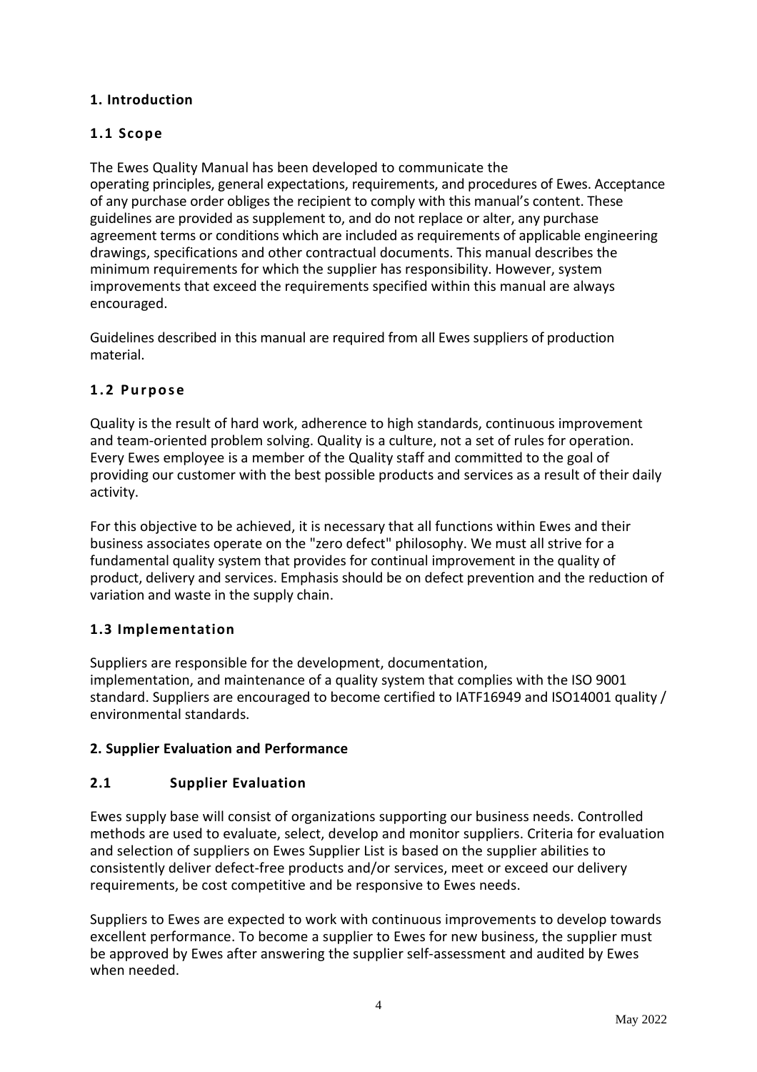## 1. Introduction

### 1.1 Scope

The Ewes Quality Manual has been developed to communicate the operating principles, general expectations, requirements, and procedures of Ewes. Acceptance of any purchase order obliges the recipient to comply with this manual's content. These guidelines are provided as supplement to, and do not replace or alter, any purchase agreement terms or conditions which are included as requirements of applicable engineering drawings, specifications and other contractual documents. This manual describes the minimum requirements for which the supplier has responsibility. However, system improvements that exceed the requirements specified within this manual are always encouraged.

Guidelines described in this manual are required from all Ewes suppliers of production material.

### 1.2 Purpose

Quality is the result of hard work, adherence to high standards, continuous improvement and team-oriented problem solving. Quality is a culture, not a set of rules for operation. Every Ewes employee is a member of the Quality staff and committed to the goal of providing our customer with the best possible products and services as a result of their daily activity.

For this objective to be achieved, it is necessary that all functions within Ewes and their business associates operate on the "zero defect" philosophy. We must all strive for a fundamental quality system that provides for continual improvement in the quality of product, delivery and services. Emphasis should be on defect prevention and the reduction of variation and waste in the supply chain.

### 1.3 Implementation

Suppliers are responsible for the development, documentation, implementation, and maintenance of a quality system that complies with the ISO 9001 standard. Suppliers are encouraged to become certified to IATF16949 and ISO14001 quality / environmental standards.

## 2. Supplier Evaluation and Performance

### 2.1 Supplier Evaluation

Ewes supply base will consist of organizations supporting our business needs. Controlled methods are used to evaluate, select, develop and monitor suppliers. Criteria for evaluation and selection of suppliers on Ewes Supplier List is based on the supplier abilities to consistently deliver defect-free products and/or services, meet or exceed our delivery requirements, be cost competitive and be responsive to Ewes needs.

Suppliers to Ewes are expected to work with continuous improvements to develop towards excellent performance. To become a supplier to Ewes for new business, the supplier must be approved by Ewes after answering the supplier self-assessment and audited by Ewes when needed.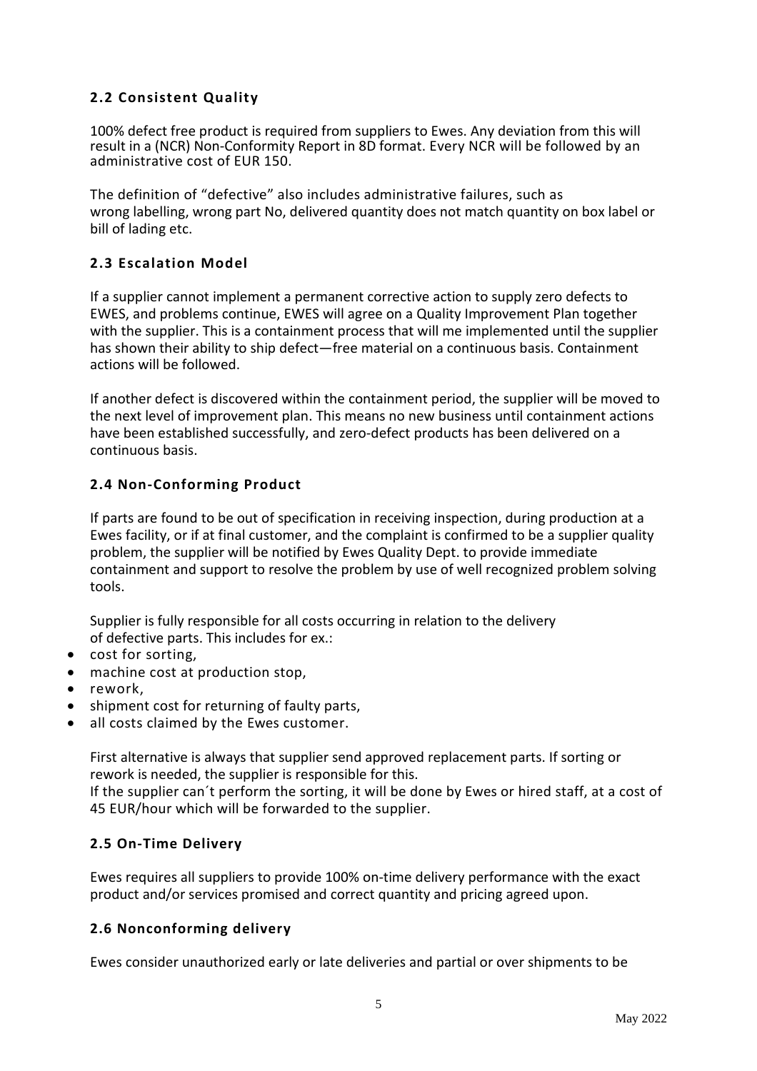## 2.2 Consistent Quality

100% defect free product is required from suppliers to Ewes. Any deviation from this will result in a (NCR) Non-Conformity Report in 8D format. Every NCR will be followed by an administrative cost of EUR 150.

The definition of "defective" also includes administrative failures, such as wrong labelling, wrong part No, delivered quantity does not match quantity on box label or bill of lading etc.

## 2.3 Escalation Model

If a supplier cannot implement a permanent corrective action to supply zero defects to EWES, and problems continue, EWES will agree on a Quality Improvement Plan together with the supplier. This is a containment process that will me implemented until the supplier has shown their ability to ship defect—free material on a continuous basis. Containment actions will be followed.

If another defect is discovered within the containment period, the supplier will be moved to the next level of improvement plan. This means no new business until containment actions have been established successfully, and zero-defect products has been delivered on a continuous basis.

## 2.4 Non-Conforming Product

If parts are found to be out of specification in receiving inspection, during production at a Ewes facility, or if at final customer, and the complaint is confirmed to be a supplier quality problem, the supplier will be notified by Ewes Quality Dept. to provide immediate containment and support to resolve the problem by use of well recognized problem solving tools.

Supplier is fully responsible for all costs occurring in relation to the delivery of defective parts. This includes for ex.:

- cost for sorting,
- machine cost at production stop,
- rework,
- shipment cost for returning of faulty parts,
- all costs claimed by the Ewes customer.

First alternative is always that supplier send approved replacement parts. If sorting or rework is needed, the supplier is responsible for this.
If the supplier can´t perform the sorting, it will be done by Ewes or hired staff, at a cost of 45 EUR/hour which will be forwarded to the supplier.

## 2.5 On-Time Delivery

Ewes requires all suppliers to provide 100% on-time delivery performance with the exact product and/or services promised and correct quantity and pricing agreed upon.

## 2.6 Nonconforming delivery

Ewes consider unauthorized early or late deliveries and partial or over shipments to be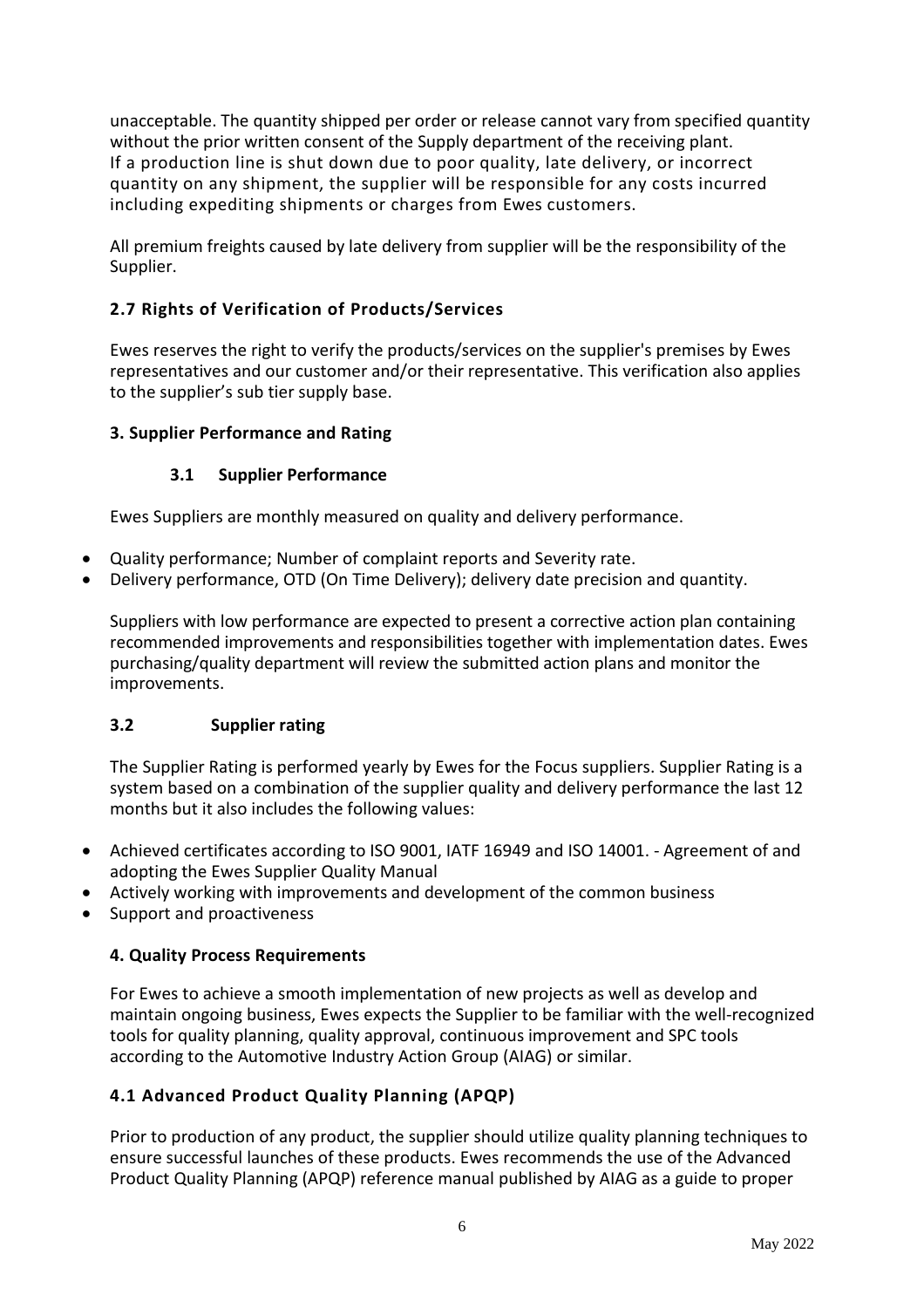unacceptable. The quantity shipped per order or release cannot vary from specified quantity without the prior written consent of the Supply department of the receiving plant.
If a production line is shut down due to poor quality, late delivery, or incorrect quantity on any shipment, the supplier will be responsible for any costs incurred including expediting shipments or charges from Ewes customers.

All premium freights caused by late delivery from supplier will be the responsibility of the Supplier.

### 2.7 Rights of Verification of Products/Services

Ewes reserves the right to verify the products/services on the supplier's premises by Ewes representatives and our customer and/or their representative. This verification also applies to the supplier's sub tier supply base.

## 3. Supplier Performance and Rating

### 3.1 Supplier Performance

Ewes Suppliers are monthly measured on quality and delivery performance.

- Quality performance; Number of complaint reports and Severity rate.
- Delivery performance, OTD (On Time Delivery); delivery date precision and quantity.

Suppliers with low performance are expected to present a corrective action plan containing recommended improvements and responsibilities together with implementation dates. Ewes purchasing/quality department will review the submitted action plans and monitor the improvements.

### 3.2 Supplier rating

The Supplier Rating is performed yearly by Ewes for the Focus suppliers. Supplier Rating is a system based on a combination of the supplier quality and delivery performance the last 12 months but it also includes the following values:

- Achieved certificates according to ISO 9001, IATF 16949 and ISO 14001. - Agreement of and adopting the Ewes Supplier Quality Manual
- Actively working with improvements and development of the common business
- Support and proactiveness

## 4. Quality Process Requirements

For Ewes to achieve a smooth implementation of new projects as well as develop and maintain ongoing business, Ewes expects the Supplier to be familiar with the well-recognized tools for quality planning, quality approval, continuous improvement and SPC tools according to the Automotive Industry Action Group (AIAG) or similar.

### 4.1 Advanced Product Quality Planning (APQP)

Prior to production of any product, the supplier should utilize quality planning techniques to ensure successful launches of these products. Ewes recommends the use of the Advanced Product Quality Planning (APQP) reference manual published by AIAG as a guide to proper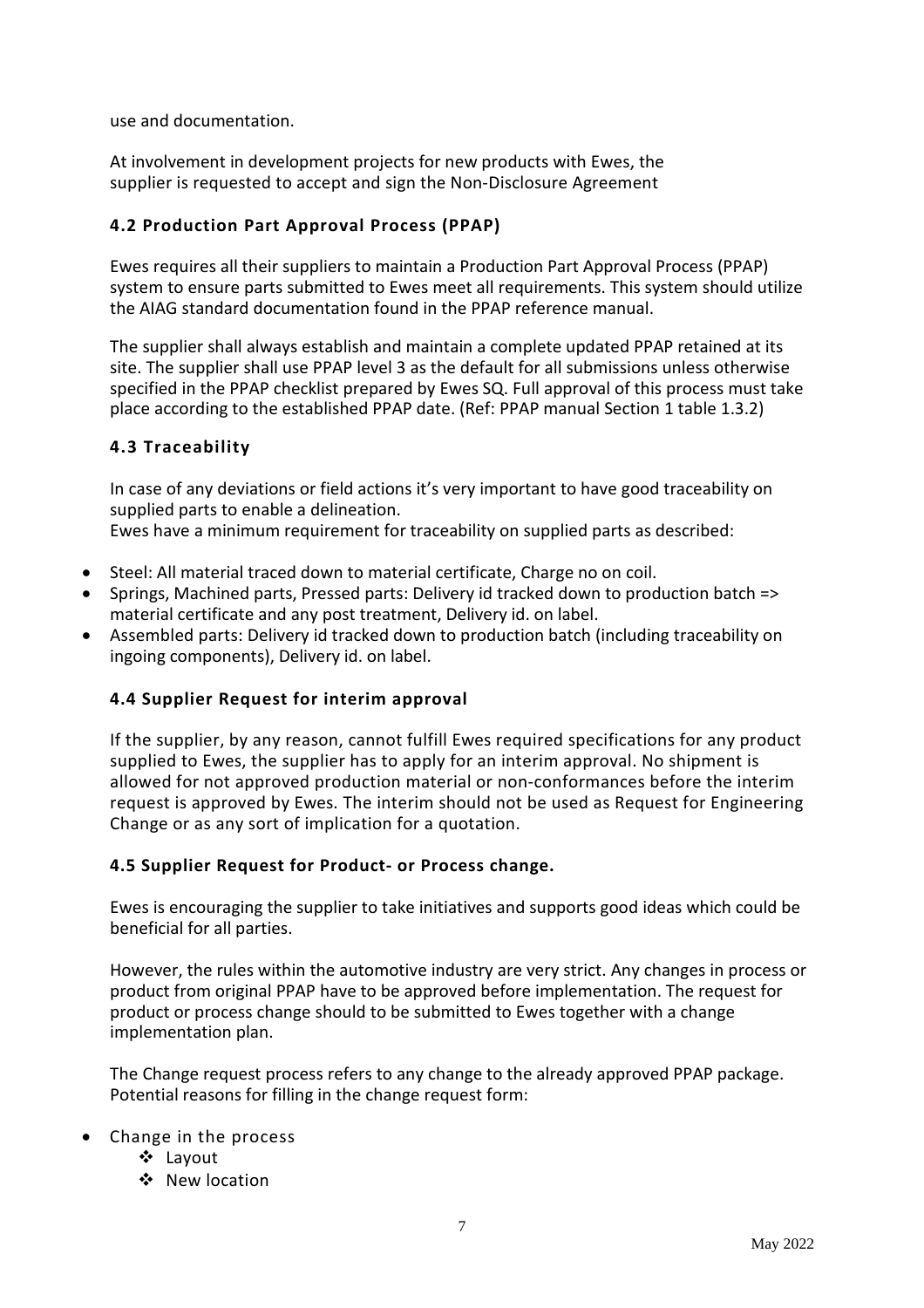use and documentation.

At involvement in development projects for new products with Ewes, the supplier is requested to accept and sign the Non-Disclosure Agreement

### 4.2 Production Part Approval Process (PPAP)

Ewes requires all their suppliers to maintain a Production Part Approval Process (PPAP) system to ensure parts submitted to Ewes meet all requirements. This system should utilize the AIAG standard documentation found in the PPAP reference manual.

The supplier shall always establish and maintain a complete updated PPAP retained at its site. The supplier shall use PPAP level 3 as the default for all submissions unless otherwise specified in the PPAP checklist prepared by Ewes SQ. Full approval of this process must take place according to the established PPAP date. (Ref: PPAP manual Section 1 table 1.3.2)

### 4.3 Traceability

In case of any deviations or field actions it's very important to have good traceability on supplied parts to enable a delineation.
Ewes have a minimum requirement for traceability on supplied parts as described:

- Steel: All material traced down to material certificate, Charge no on coil.
- Springs, Machined parts, Pressed parts: Delivery id tracked down to production batch => material certificate and any post treatment, Delivery id. on label.
- Assembled parts: Delivery id tracked down to production batch (including traceability on ingoing components), Delivery id. on label.

### 4.4 Supplier Request for interim approval

If the supplier, by any reason, cannot fulfill Ewes required specifications for any product supplied to Ewes, the supplier has to apply for an interim approval. No shipment is allowed for not approved production material or non-conformances before the interim request is approved by Ewes. The interim should not be used as Request for Engineering Change or as any sort of implication for a quotation.

### 4.5 Supplier Request for Product- or Process change.

Ewes is encouraging the supplier to take initiatives and supports good ideas which could be beneficial for all parties.

However, the rules within the automotive industry are very strict. Any changes in process or product from original PPAP have to be approved before implementation. The request for product or process change should to be submitted to Ewes together with a change implementation plan.

The Change request process refers to any change to the already approved PPAP package. Potential reasons for filling in the change request form:

- Change in the process
  - Layout
  - New location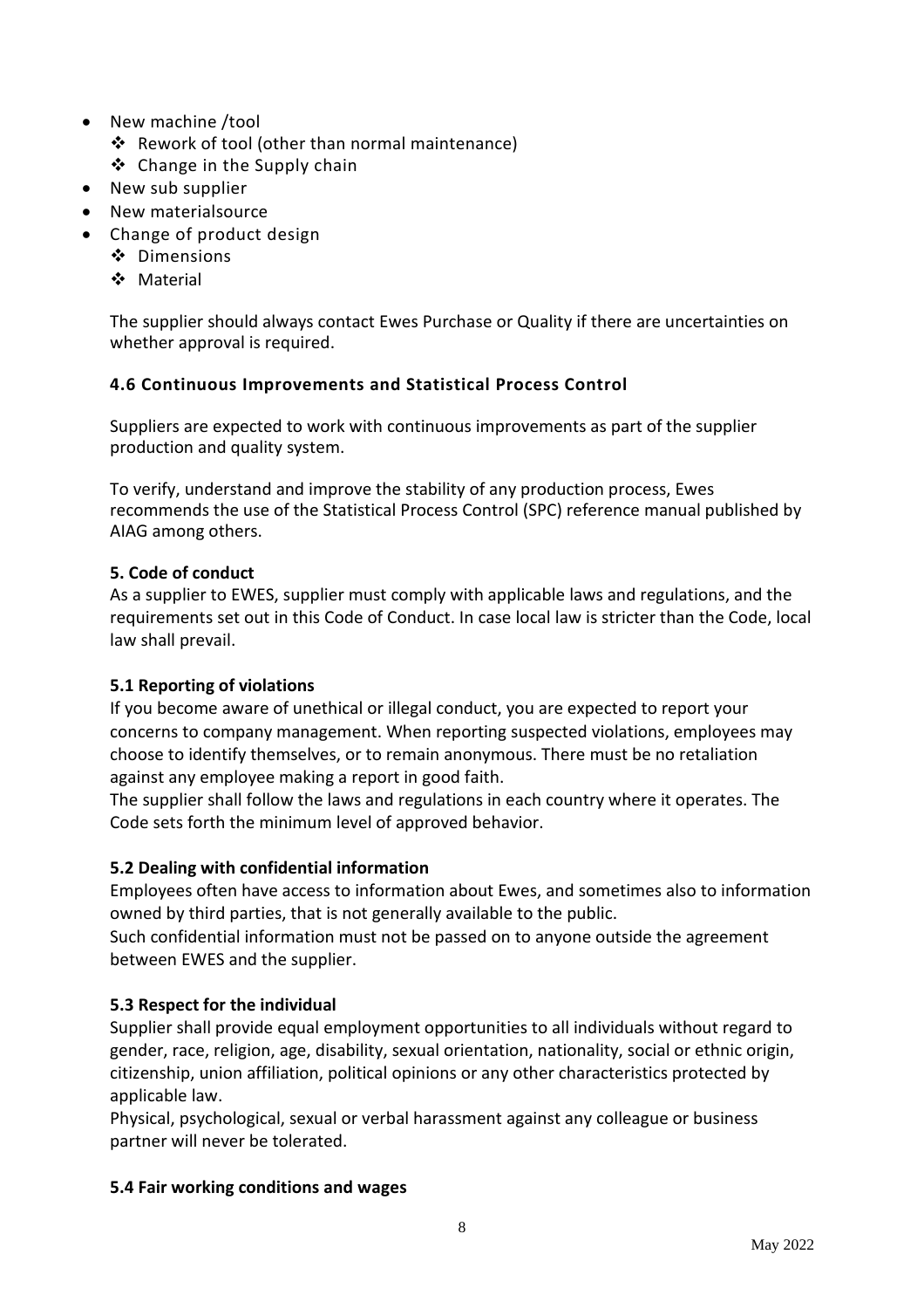- New machine /tool
  - Rework of tool (other than normal maintenance)
  - Change in the Supply chain
- New sub supplier
- New materialsource
- Change of product design
  - Dimensions
  - Material

The supplier should always contact Ewes Purchase or Quality if there are uncertainties on whether approval is required.

### 4.6 Continuous Improvements and Statistical Process Control

Suppliers are expected to work with continuous improvements as part of the supplier production and quality system.

To verify, understand and improve the stability of any production process, Ewes recommends the use of the Statistical Process Control (SPC) reference manual published by AIAG among others.

## 5. Code of conduct

As a supplier to EWES, supplier must comply with applicable laws and regulations, and the requirements set out in this Code of Conduct. In case local law is stricter than the Code, local law shall prevail.

### 5.1 Reporting of violations

If you become aware of unethical or illegal conduct, you are expected to report your concerns to company management. When reporting suspected violations, employees may choose to identify themselves, or to remain anonymous. There must be no retaliation against any employee making a report in good faith.

The supplier shall follow the laws and regulations in each country where it operates. The Code sets forth the minimum level of approved behavior.

### 5.2 Dealing with confidential information

Employees often have access to information about Ewes, and sometimes also to information owned by third parties, that is not generally available to the public.

Such confidential information must not be passed on to anyone outside the agreement between EWES and the supplier.

### 5.3 Respect for the individual

Supplier shall provide equal employment opportunities to all individuals without regard to gender, race, religion, age, disability, sexual orientation, nationality, social or ethnic origin, citizenship, union affiliation, political opinions or any other characteristics protected by applicable law.

Physical, psychological, sexual or verbal harassment against any colleague or business partner will never be tolerated.

### 5.4 Fair working conditions and wages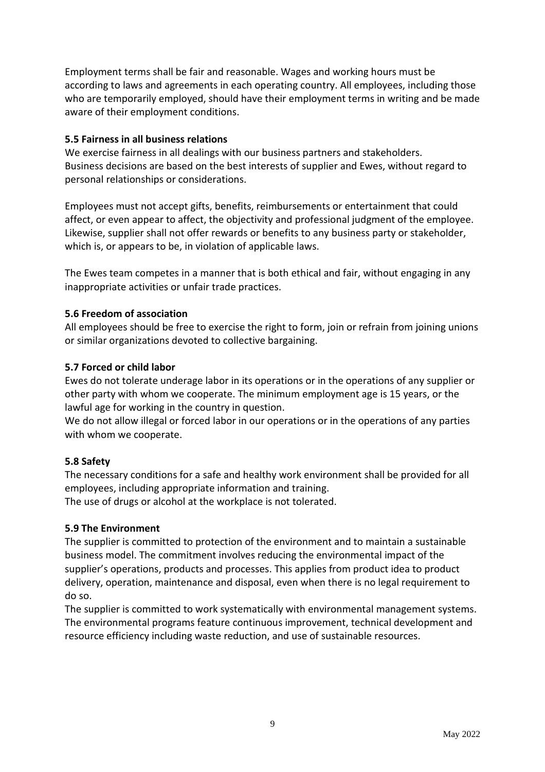Employment terms shall be fair and reasonable. Wages and working hours must be according to laws and agreements in each operating country. All employees, including those who are temporarily employed, should have their employment terms in writing and be made aware of their employment conditions.

### 5.5 Fairness in all business relations

We exercise fairness in all dealings with our business partners and stakeholders. Business decisions are based on the best interests of supplier and Ewes, without regard to personal relationships or considerations.

Employees must not accept gifts, benefits, reimbursements or entertainment that could affect, or even appear to affect, the objectivity and professional judgment of the employee. Likewise, supplier shall not offer rewards or benefits to any business party or stakeholder, which is, or appears to be, in violation of applicable laws.

The Ewes team competes in a manner that is both ethical and fair, without engaging in any inappropriate activities or unfair trade practices.

### 5.6 Freedom of association

All employees should be free to exercise the right to form, join or refrain from joining unions or similar organizations devoted to collective bargaining.

### 5.7 Forced or child labor

Ewes do not tolerate underage labor in its operations or in the operations of any supplier or other party with whom we cooperate. The minimum employment age is 15 years, or the lawful age for working in the country in question.

We do not allow illegal or forced labor in our operations or in the operations of any parties with whom we cooperate.

### 5.8 Safety

The necessary conditions for a safe and healthy work environment shall be provided for all employees, including appropriate information and training.

The use of drugs or alcohol at the workplace is not tolerated.

### 5.9 The Environment

The supplier is committed to protection of the environment and to maintain a sustainable business model. The commitment involves reducing the environmental impact of the supplier's operations, products and processes. This applies from product idea to product delivery, operation, maintenance and disposal, even when there is no legal requirement to do so.

The supplier is committed to work systematically with environmental management systems. The environmental programs feature continuous improvement, technical development and resource efficiency including waste reduction, and use of sustainable resources.